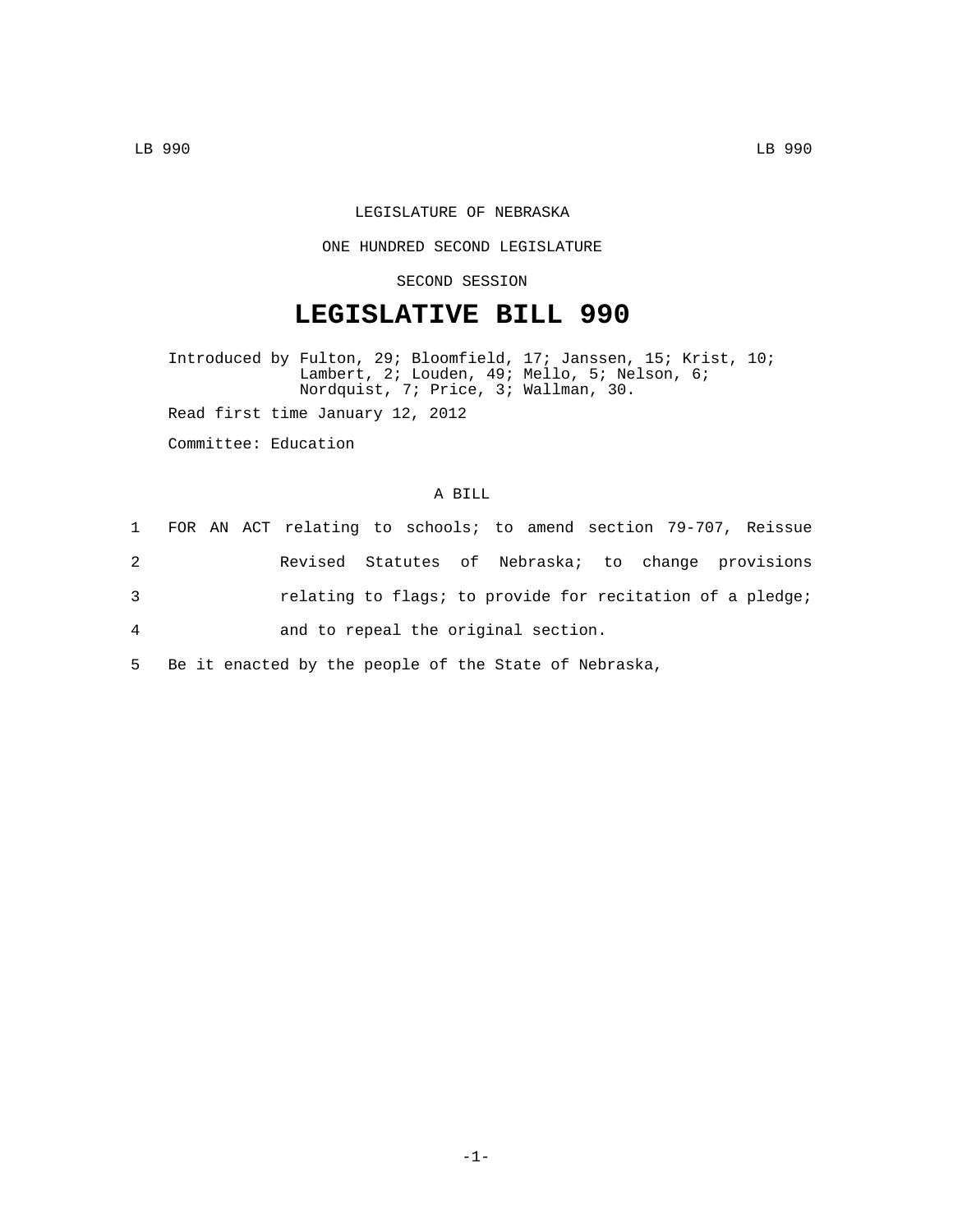LEGISLATURE OF NEBRASKA

ONE HUNDRED SECOND LEGISLATURE

SECOND SESSION

# LEGISLATIVE BILL 990

Introduced by Fulton, 29; Bloomfield, 17; Janssen, 15; Krist, 10; Lambert, 2; Louden, 49; Mello, 5; Nelson, 6; Nordquist, 7; Price, 3; Wallman, 30.

Read first time January 12, 2012

Committee: Education

A BILL

1 FOR AN ACT relating to schools; to amend section 79-707, Reissue
2 Revised Statutes of Nebraska; to change provisions
3 relating to flags; to provide for recitation of a pledge;
4 and to repeal the original section.
5 Be it enacted by the people of the State of Nebraska,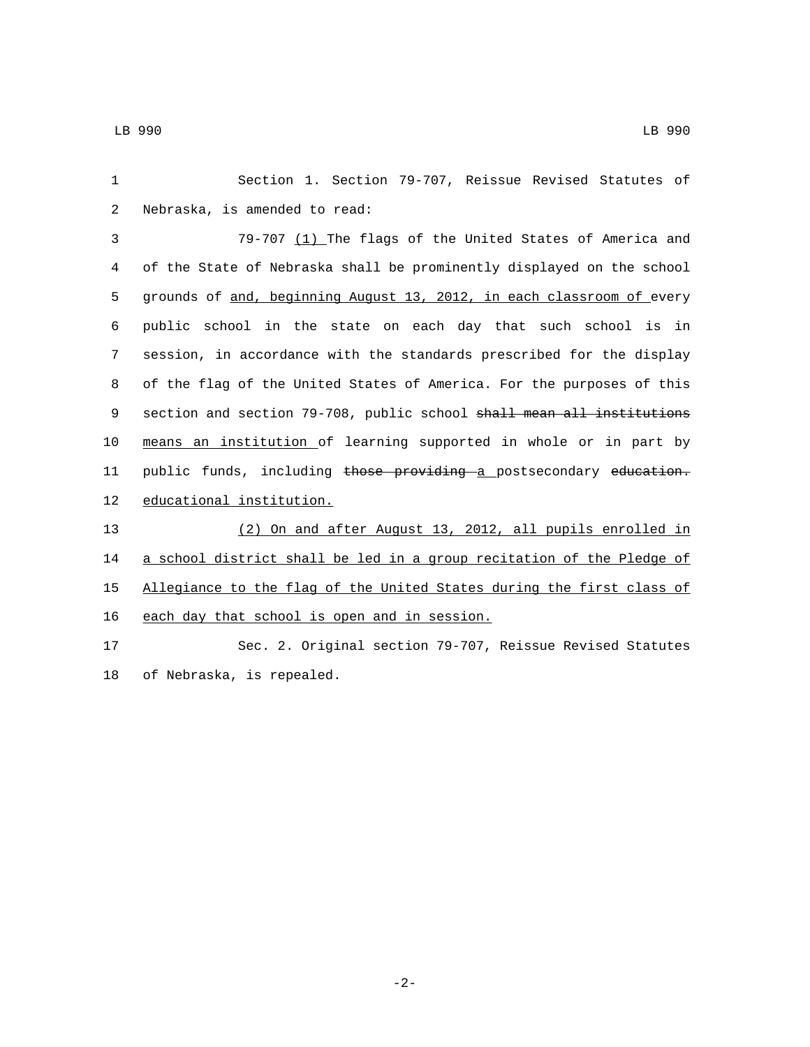Section 1. Section 79-707, Reissue Revised Statutes of Nebraska, is amended to read:

79-707 <u>(1)</u> The flags of the United States of America and of the State of Nebraska shall be prominently displayed on the school grounds of <u>and, beginning August 13, 2012, in each classroom of</u> every public school in the state on each day that such school is in session, in accordance with the standards prescribed for the display of the flag of the United States of America. For the purposes of this section and section 79-708, public school ~~shall mean all institutions~~ <u>means an institution</u> of learning supported in whole or in part by public funds, including ~~those providing~~ <u>a</u> postsecondary ~~education.~~ <u>educational institution.</u>

<u>(2) On and after August 13, 2012, all pupils enrolled in a school district shall be led in a group recitation of the Pledge of Allegiance to the flag of the United States during the first class of each day that school is open and in session.</u>

Sec. 2. Original section 79-707, Reissue Revised Statutes of Nebraska, is repealed.